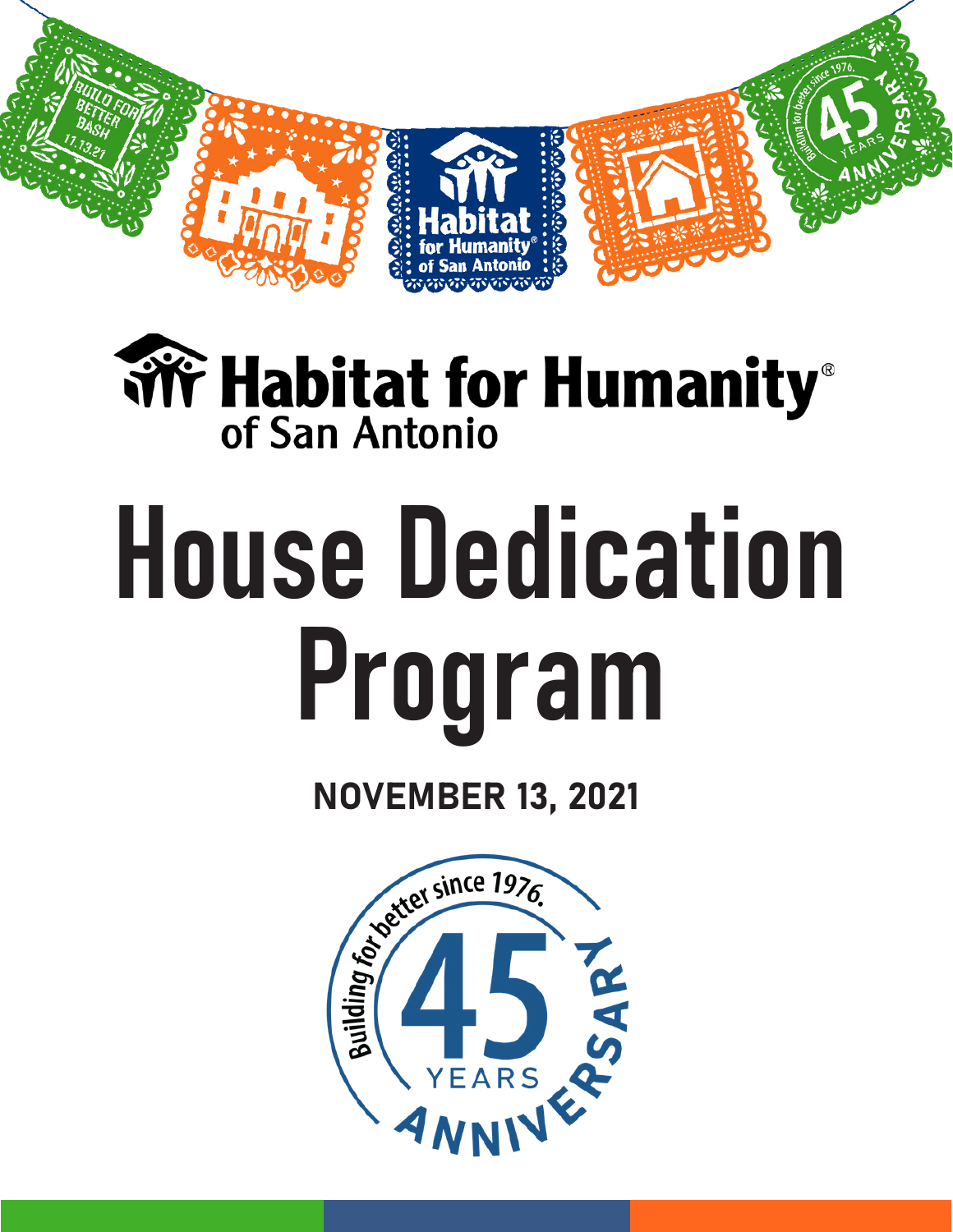# Habitat for Humanity® of San Antonio

# House Dedication Program

**NOVEMBER 13, 2021**

Building for better since 1976.

45 YEARS ANNIVERSARY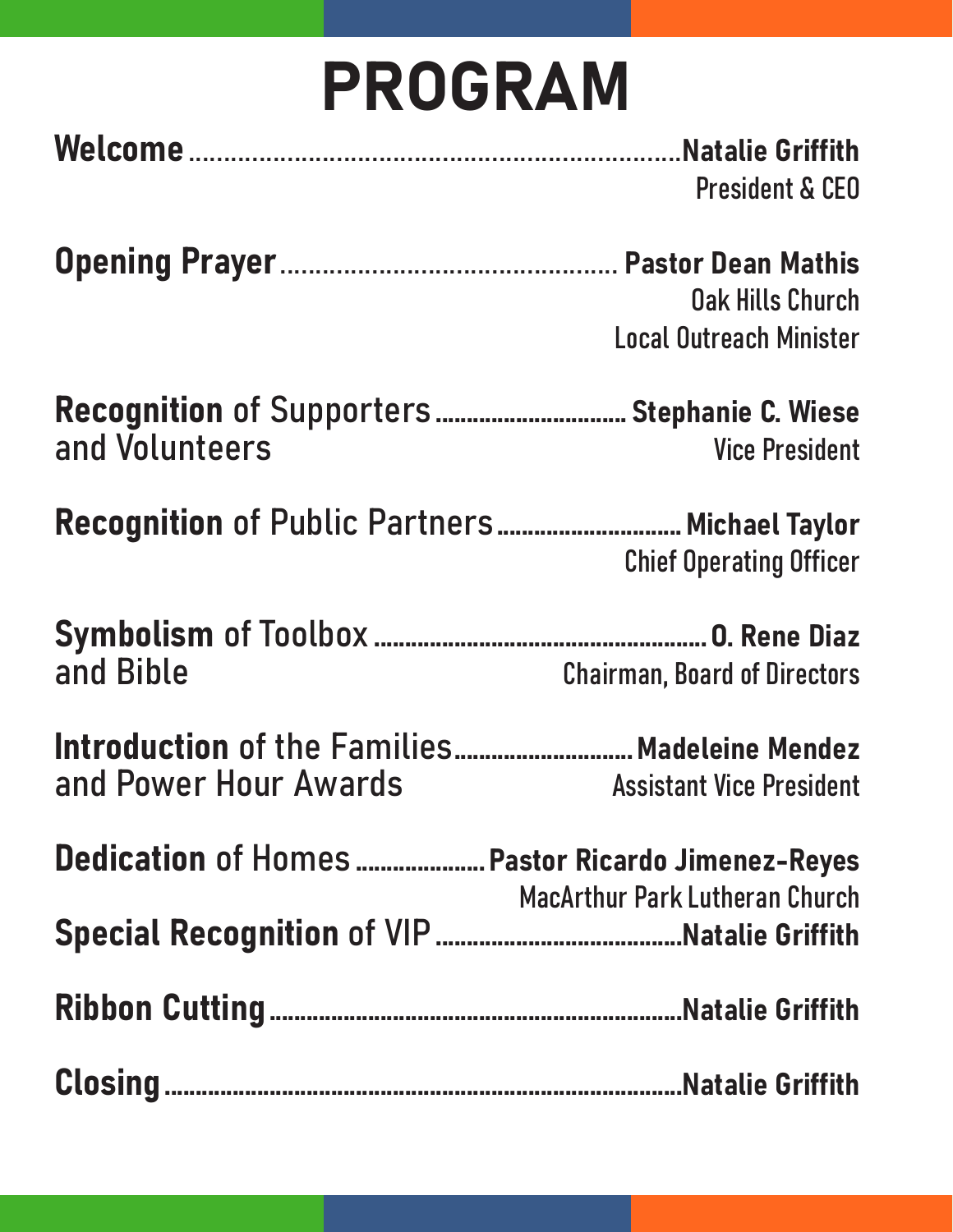# PROGRAM

**Welcome** .......... **Natalie Griffith**
President & CEO

**Opening Prayer** .......... **Pastor Dean Mathis**
Oak Hills Church
Local Outreach Minister

**Recognition** of Supporters and Volunteers .......... **Stephanie C. Wiese**
Vice President

**Recognition** of Public Partners .......... **Michael Taylor**
Chief Operating Officer

**Symbolism** of Toolbox and Bible .......... **O. Rene Diaz**
Chairman, Board of Directors

**Introduction** of the Families and Power Hour Awards .......... **Madeleine Mendez**
Assistant Vice President

**Dedication** of Homes .......... **Pastor Ricardo Jimenez-Reyes**
MacArthur Park Lutheran Church

**Special Recognition** of VIP .......... **Natalie Griffith**

**Ribbon Cutting** .......... **Natalie Griffith**

**Closing** .......... **Natalie Griffith**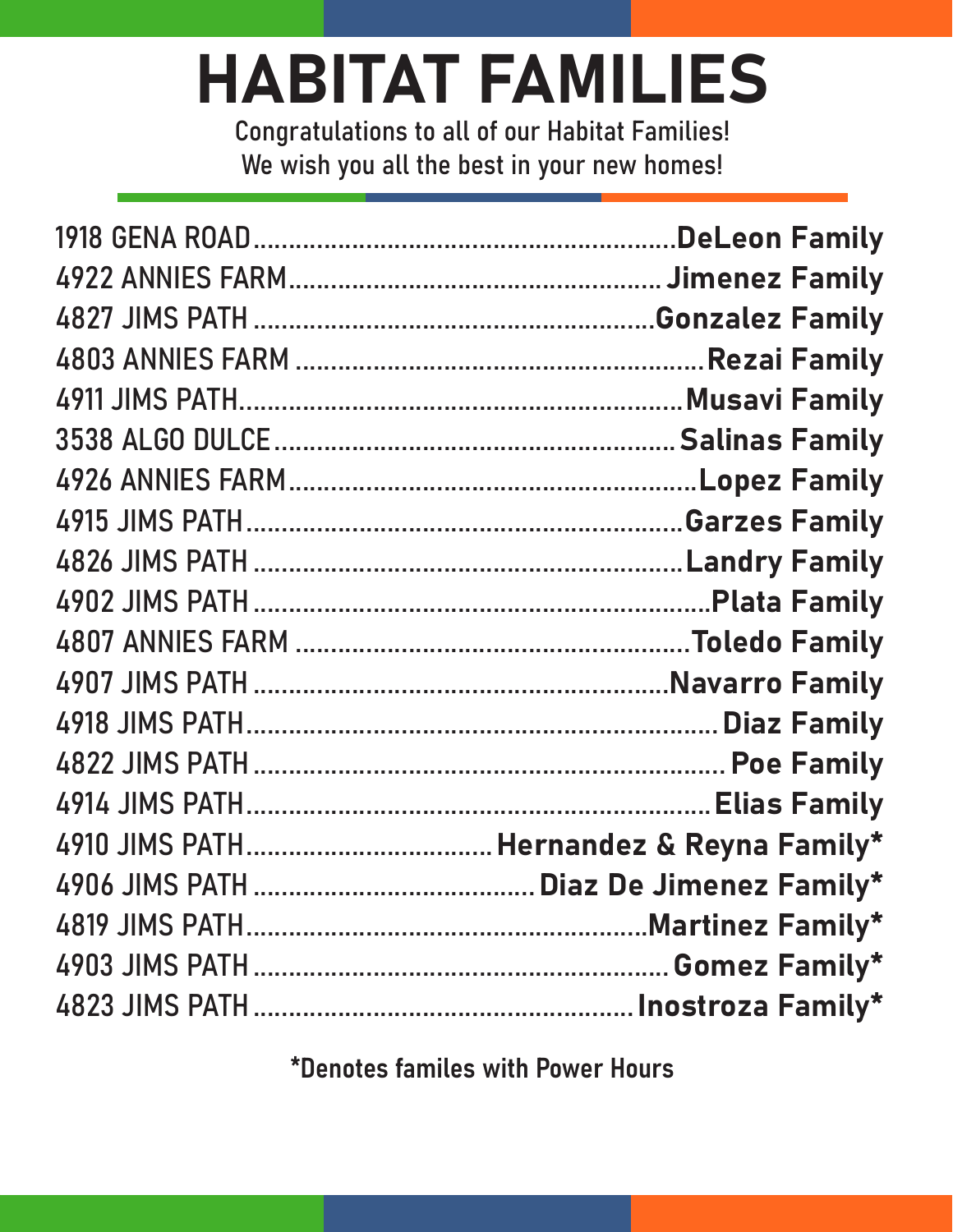# HABITAT FAMILIES

Congratulations to all of our Habitat Families!
We wish you all the best in your new homes!

| Address | Family |
|---|---|
| 1918 GENA ROAD | **DeLeon Family** |
| 4922 ANNIES FARM | **Jimenez Family** |
| 4827 JIMS PATH | **Gonzalez Family** |
| 4803 ANNIES FARM | **Rezai Family** |
| 4911 JIMS PATH | **Musavi Family** |
| 3538 ALGO DULCE | **Salinas Family** |
| 4926 ANNIES FARM | **Lopez Family** |
| 4915 JIMS PATH | **Garzes Family** |
| 4826 JIMS PATH | **Landry Family** |
| 4902 JIMS PATH | **Plata Family** |
| 4807 ANNIES FARM | **Toledo Family** |
| 4907 JIMS PATH | **Navarro Family** |
| 4918 JIMS PATH | **Diaz Family** |
| 4822 JIMS PATH | **Poe Family** |
| 4914 JIMS PATH | **Elias Family** |
| 4910 JIMS PATH | **Hernandez & Reyna Family*** |
| 4906 JIMS PATH | **Diaz De Jimenez Family*** |
| 4819 JIMS PATH | **Martinez Family*** |
| 4903 JIMS PATH | **Gomez Family*** |
| 4823 JIMS PATH | **Inostroza Family*** |

*Denotes familes with Power Hours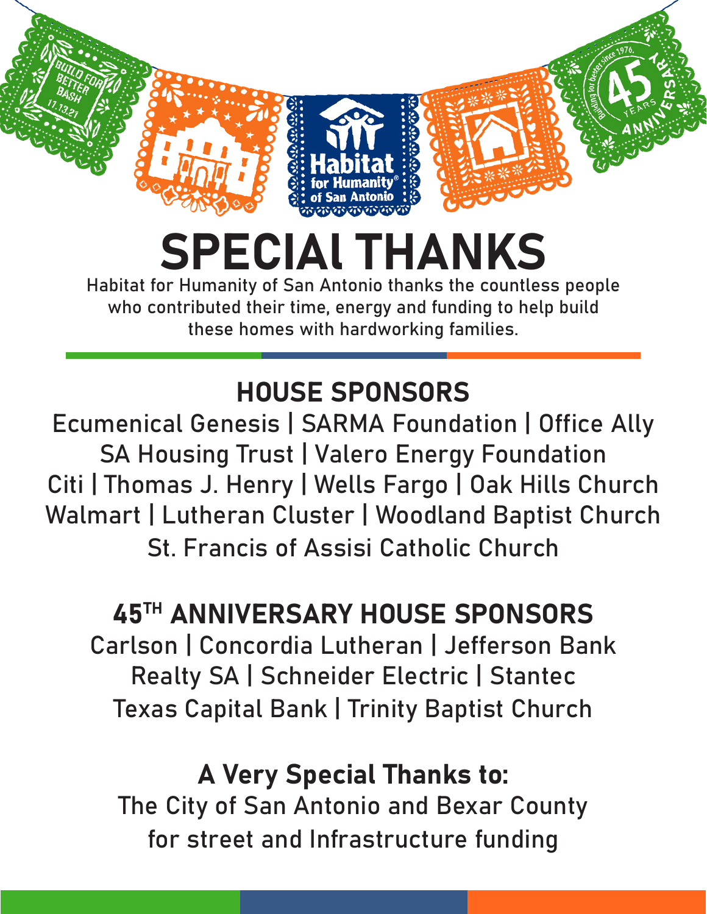# SPECIAl THANKS

Habitat for Humanity of San Antonio thanks the countless people who contributed their time, energy and funding to help build these homes with hardworking families.

## HOUSE SPONSORS

Ecumenical Genesis | SARMA Foundation | Office Ally
SA Housing Trust | Valero Energy Foundation
Citi | Thomas J. Henry | Wells Fargo | Oak Hills Church
Walmart | Lutheran Cluster | Woodland Baptist Church
St. Francis of Assisi Catholic Church

## 45TH ANNIVERSARY HOUSE SPONSORS

Carlson | Concordia Lutheran | Jefferson Bank
Realty SA | Schneider Electric | Stantec
Texas Capital Bank | Trinity Baptist Church

## A Very Special Thanks to:

The City of San Antonio and Bexar County
for street and Infrastructure funding